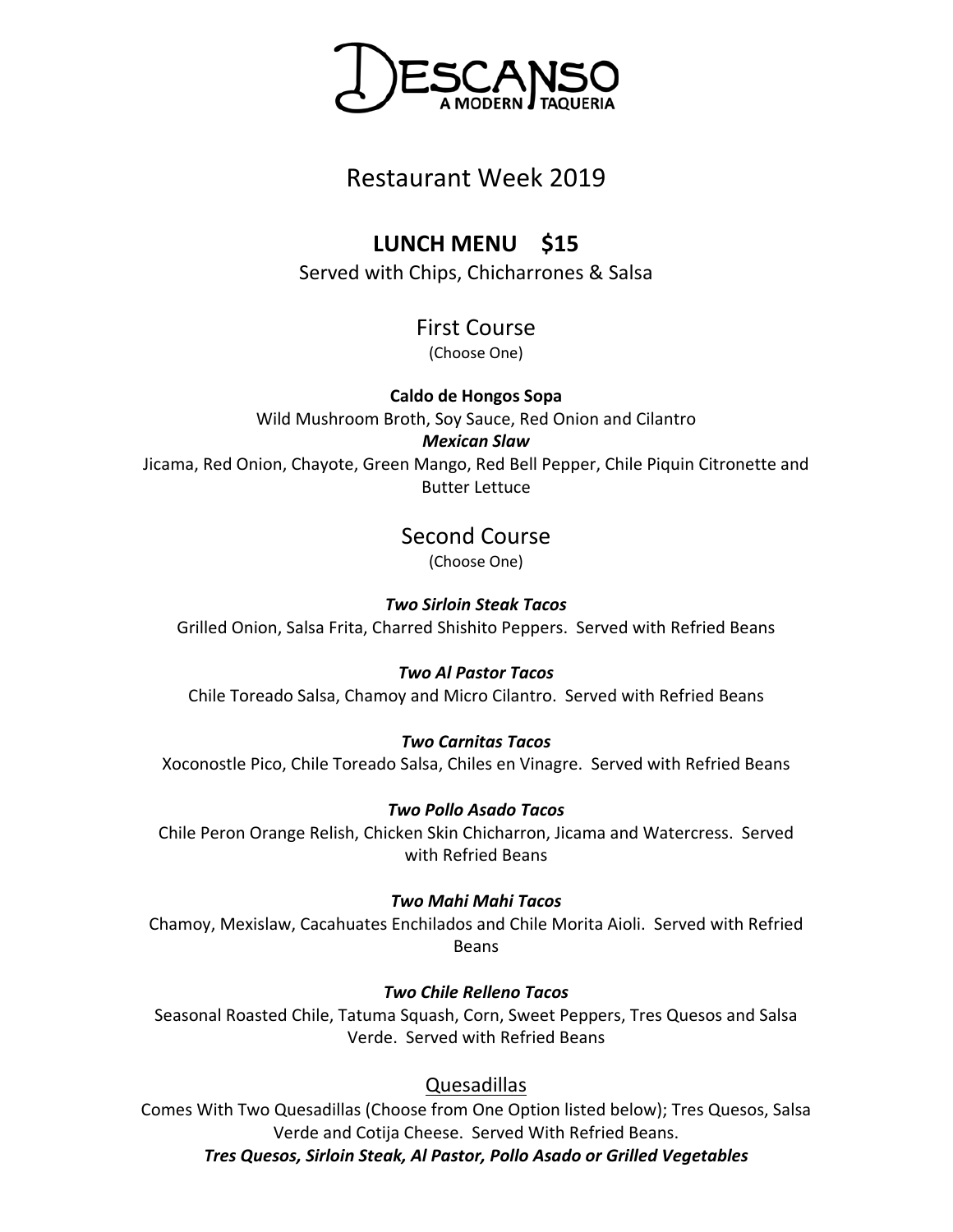# DESCANSO
A MODERN TAQUERIA

## Restaurant Week 2019

### LUNCH MENU    $15

Served with Chips, Chicharrones & Salsa

### First Course

(Choose One)

**Caldo de Hongos Sopa**
Wild Mushroom Broth, Soy Sauce, Red Onion and Cilantro

***Mexican Slaw***
Jicama, Red Onion, Chayote, Green Mango, Red Bell Pepper, Chile Piquin Citronette and Butter Lettuce

### Second Course

(Choose One)

***Two Sirloin Steak Tacos***
Grilled Onion, Salsa Frita, Charred Shishito Peppers. Served with Refried Beans

***Two Al Pastor Tacos***
Chile Toreado Salsa, Chamoy and Micro Cilantro. Served with Refried Beans

***Two Carnitas Tacos***
Xoconostle Pico, Chile Toreado Salsa, Chiles en Vinagre. Served with Refried Beans

***Two Pollo Asado Tacos***
Chile Peron Orange Relish, Chicken Skin Chicharron, Jicama and Watercress. Served with Refried Beans

***Two Mahi Mahi Tacos***
Chamoy, Mexislaw, Cacahuates Enchilados and Chile Morita Aioli. Served with Refried Beans

***Two Chile Relleno Tacos***
Seasonal Roasted Chile, Tatuma Squash, Corn, Sweet Peppers, Tres Quesos and Salsa Verde. Served with Refried Beans

### Quesadillas

Comes With Two Quesadillas (Choose from One Option listed below); Tres Quesos, Salsa Verde and Cotija Cheese. Served With Refried Beans.

***Tres Quesos, Sirloin Steak, Al Pastor, Pollo Asado or Grilled Vegetables***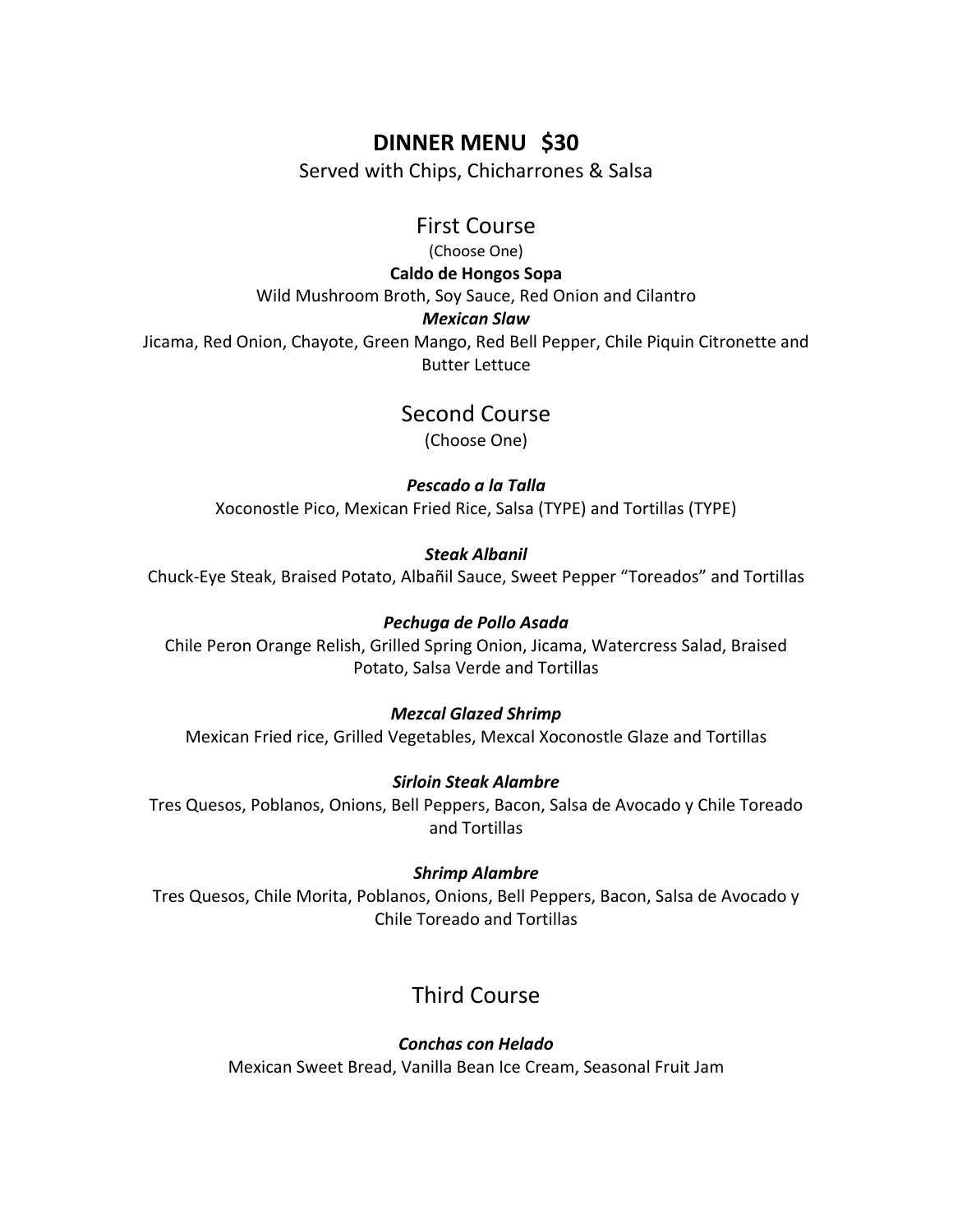# DINNER MENU $30

Served with Chips, Chicharrones & Salsa

## First Course

(Choose One)

**Caldo de Hongos Sopa**

Wild Mushroom Broth, Soy Sauce, Red Onion and Cilantro

***Mexican Slaw***

Jicama, Red Onion, Chayote, Green Mango, Red Bell Pepper, Chile Piquin Citronette and Butter Lettuce

## Second Course

(Choose One)

***Pescado a la Talla***

Xoconostle Pico, Mexican Fried Rice, Salsa (TYPE) and Tortillas (TYPE)

***Steak Albanil***

Chuck-Eye Steak, Braised Potato, Albañil Sauce, Sweet Pepper "Toreados" and Tortillas

***Pechuga de Pollo Asada***

Chile Peron Orange Relish, Grilled Spring Onion, Jicama, Watercress Salad, Braised Potato, Salsa Verde and Tortillas

***Mezcal Glazed Shrimp***

Mexican Fried rice, Grilled Vegetables, Mexcal Xoconostle Glaze and Tortillas

***Sirloin Steak Alambre***

Tres Quesos, Poblanos, Onions, Bell Peppers, Bacon, Salsa de Avocado y Chile Toreado and Tortillas

***Shrimp Alambre***

Tres Quesos, Chile Morita, Poblanos, Onions, Bell Peppers, Bacon, Salsa de Avocado y Chile Toreado and Tortillas

## Third Course

***Conchas con Helado***

Mexican Sweet Bread, Vanilla Bean Ice Cream, Seasonal Fruit Jam